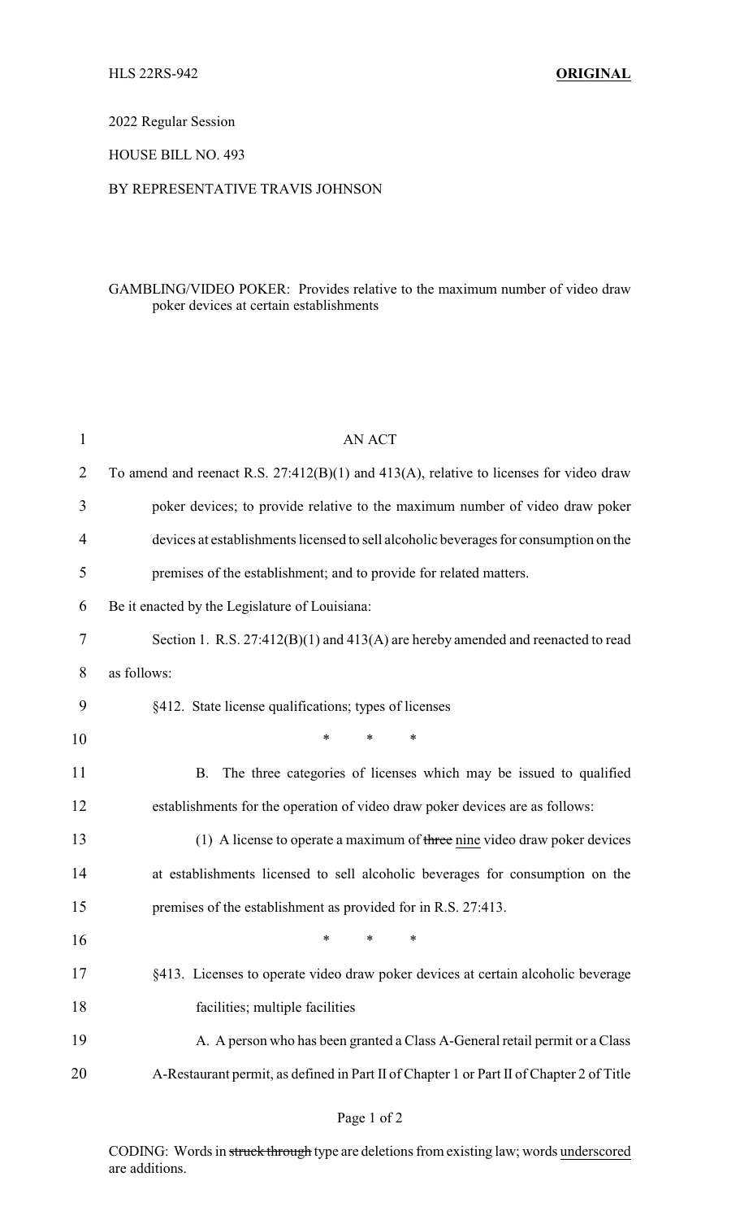HLS 22RS-942 **ORIGINAL**

2022 Regular Session

HOUSE BILL NO. 493

BY REPRESENTATIVE TRAVIS JOHNSON

GAMBLING/VIDEO POKER: Provides relative to the maximum number of video draw poker devices at certain establishments

AN ACT

To amend and reenact R.S. 27:412(B)(1) and 413(A), relative to licenses for video draw poker devices; to provide relative to the maximum number of video draw poker devices at establishments licensed to sell alcoholic beverages for consumption on the premises of the establishment; and to provide for related matters.

Be it enacted by the Legislature of Louisiana:

Section 1. R.S. 27:412(B)(1) and 413(A) are hereby amended and reenacted to read as follows:

§412. State license qualifications; types of licenses

\* \* \*

B. The three categories of licenses which may be issued to qualified establishments for the operation of video draw poker devices are as follows:

(1) A license to operate a maximum of ~~three~~ <u>nine</u> video draw poker devices at establishments licensed to sell alcoholic beverages for consumption on the premises of the establishment as provided for in R.S. 27:413.

\* \* \*

§413. Licenses to operate video draw poker devices at certain alcoholic beverage facilities; multiple facilities

A. A person who has been granted a Class A-General retail permit or a Class A-Restaurant permit, as defined in Part II of Chapter 1 or Part II of Chapter 2 of Title

CODING: Words in ~~struck through~~ type are deletions from existing law; words <u>underscored</u> are additions.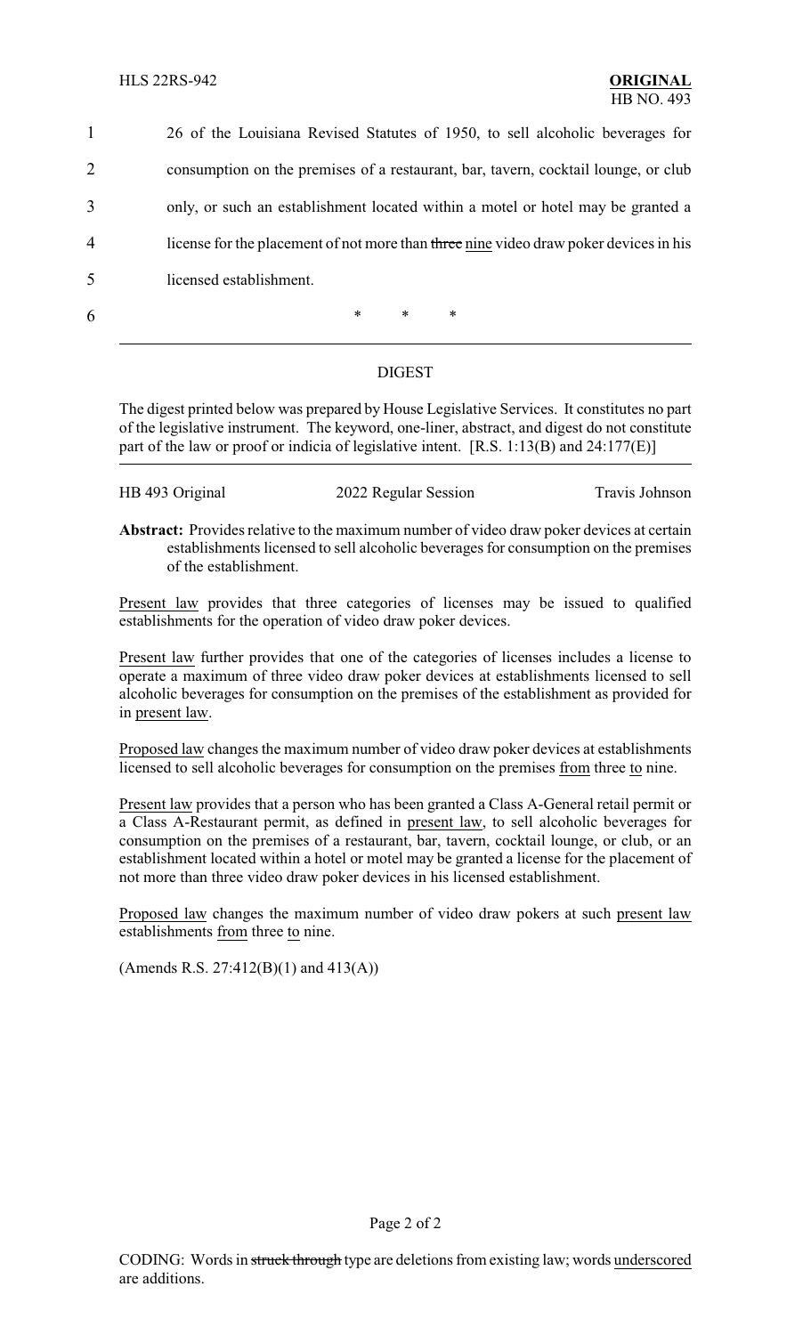26 of the Louisiana Revised Statutes of 1950, to sell alcoholic beverages for consumption on the premises of a restaurant, bar, tavern, cocktail lounge, or club only, or such an establishment located within a motel or hotel may be granted a license for the placement of not more than ~~three~~ nine video draw poker devices in his licensed establishment.

\* \* \*

## DIGEST

The digest printed below was prepared by House Legislative Services. It constitutes no part of the legislative instrument. The keyword, one-liner, abstract, and digest do not constitute part of the law or proof or indicia of legislative intent. [R.S. 1:13(B) and 24:177(E)]

HB 493 Original — 2022 Regular Session — Travis Johnson

**Abstract:** Provides relative to the maximum number of video draw poker devices at certain establishments licensed to sell alcoholic beverages for consumption on the premises of the establishment.

Present law provides that three categories of licenses may be issued to qualified establishments for the operation of video draw poker devices.

Present law further provides that one of the categories of licenses includes a license to operate a maximum of three video draw poker devices at establishments licensed to sell alcoholic beverages for consumption on the premises of the establishment as provided for in present law.

Proposed law changes the maximum number of video draw poker devices at establishments licensed to sell alcoholic beverages for consumption on the premises from three to nine.

Present law provides that a person who has been granted a Class A-General retail permit or a Class A-Restaurant permit, as defined in present law, to sell alcoholic beverages for consumption on the premises of a restaurant, bar, tavern, cocktail lounge, or club, or an establishment located within a hotel or motel may be granted a license for the placement of not more than three video draw poker devices in his licensed establishment.

Proposed law changes the maximum number of video draw pokers at such present law establishments from three to nine.

(Amends R.S. 27:412(B)(1) and 413(A))

CODING: Words in ~~struck through~~ type are deletions from existing law; words underscored are additions.